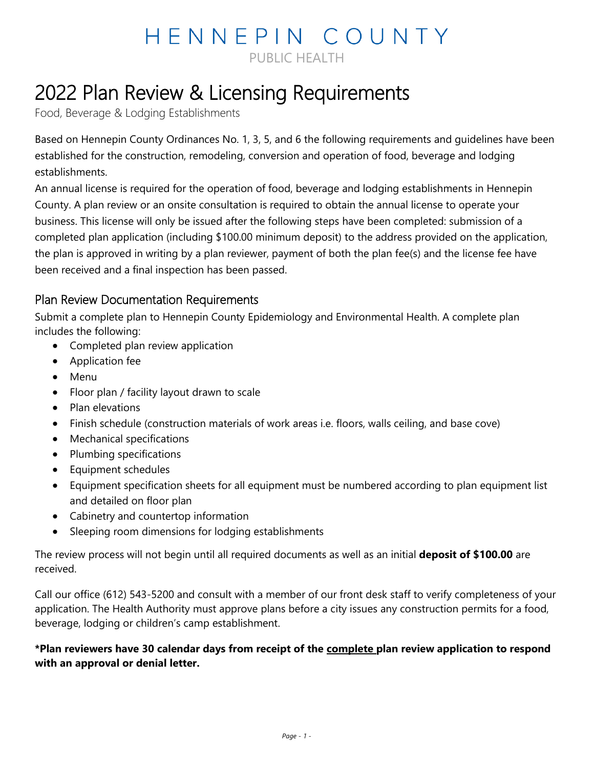HENNEPIN COUNTY

PUBLIC HEALTH

# 2022 Plan Review & Licensing Requirements

Food, Beverage & Lodging Establishments

Based on Hennepin County Ordinances No. 1, 3, 5, and 6 the following requirements and guidelines have been established for the construction, remodeling, conversion and operation of food, beverage and lodging establishments.

An annual license is required for the operation of food, beverage and lodging establishments in Hennepin County. A plan review or an onsite consultation is required to obtain the annual license to operate your business. This license will only be issued after the following steps have been completed: submission of a completed plan application (including $100.00 minimum deposit) to the address provided on the application, the plan is approved in writing by a plan reviewer, payment of both the plan fee(s) and the license fee have been received and a final inspection has been passed.

## Plan Review Documentation Requirements

Submit a complete plan to Hennepin County Epidemiology and Environmental Health. A complete plan includes the following:

- Completed plan review application
- Application fee
- Menu
- Floor plan / facility layout drawn to scale
- Plan elevations
- Finish schedule (construction materials of work areas i.e. floors, walls ceiling, and base cove)
- Mechanical specifications
- Plumbing specifications
- Equipment schedules
- Equipment specification sheets for all equipment must be numbered according to plan equipment list and detailed on floor plan
- Cabinetry and countertop information
- Sleeping room dimensions for lodging establishments

The review process will not begin until all required documents as well as an initial **deposit of $100.00** are received.

Call our office (612) 543-5200 and consult with a member of our front desk staff to verify completeness of your application. The Health Authority must approve plans before a city issues any construction permits for a food, beverage, lodging or children's camp establishment.

**\*Plan reviewers have 30 calendar days from receipt of the <u>complete</u> plan review application to respond with an approval or denial letter.**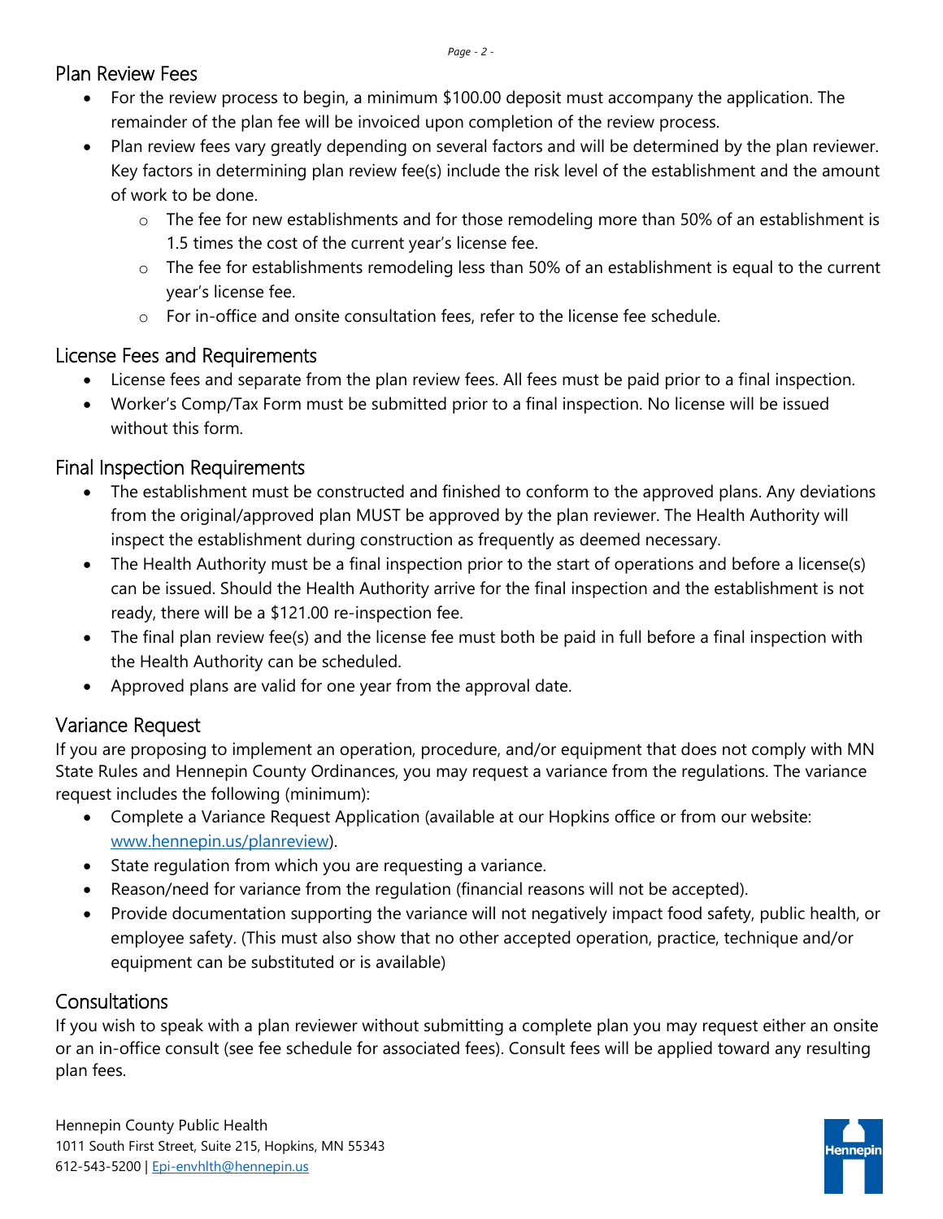## Plan Review Fees

- For the review process to begin, a minimum $100.00 deposit must accompany the application. The remainder of the plan fee will be invoiced upon completion of the review process.
- Plan review fees vary greatly depending on several factors and will be determined by the plan reviewer. Key factors in determining plan review fee(s) include the risk level of the establishment and the amount of work to be done.
  - The fee for new establishments and for those remodeling more than 50% of an establishment is 1.5 times the cost of the current year's license fee.
  - The fee for establishments remodeling less than 50% of an establishment is equal to the current year's license fee.
  - For in-office and onsite consultation fees, refer to the license fee schedule.

## License Fees and Requirements

- License fees and separate from the plan review fees. All fees must be paid prior to a final inspection.
- Worker's Comp/Tax Form must be submitted prior to a final inspection. No license will be issued without this form.

## Final Inspection Requirements

- The establishment must be constructed and finished to conform to the approved plans. Any deviations from the original/approved plan MUST be approved by the plan reviewer. The Health Authority will inspect the establishment during construction as frequently as deemed necessary.
- The Health Authority must be a final inspection prior to the start of operations and before a license(s) can be issued. Should the Health Authority arrive for the final inspection and the establishment is not ready, there will be a $121.00 re-inspection fee.
- The final plan review fee(s) and the license fee must both be paid in full before a final inspection with the Health Authority can be scheduled.
- Approved plans are valid for one year from the approval date.

## Variance Request

If you are proposing to implement an operation, procedure, and/or equipment that does not comply with MN State Rules and Hennepin County Ordinances, you may request a variance from the regulations. The variance request includes the following (minimum):

- Complete a Variance Request Application (available at our Hopkins office or from our website: [www.hennepin.us/planreview](www.hennepin.us/planreview)).
- State regulation from which you are requesting a variance.
- Reason/need for variance from the regulation (financial reasons will not be accepted).
- Provide documentation supporting the variance will not negatively impact food safety, public health, or employee safety. (This must also show that no other accepted operation, practice, technique and/or equipment can be substituted or is available)

## Consultations

If you wish to speak with a plan reviewer without submitting a complete plan you may request either an onsite or an in-office consult (see fee schedule for associated fees). Consult fees will be applied toward any resulting plan fees.

Hennepin County Public Health
1011 South First Street, Suite 215, Hopkins, MN 55343
612-543-5200 | Epi-envhlth@hennepin.us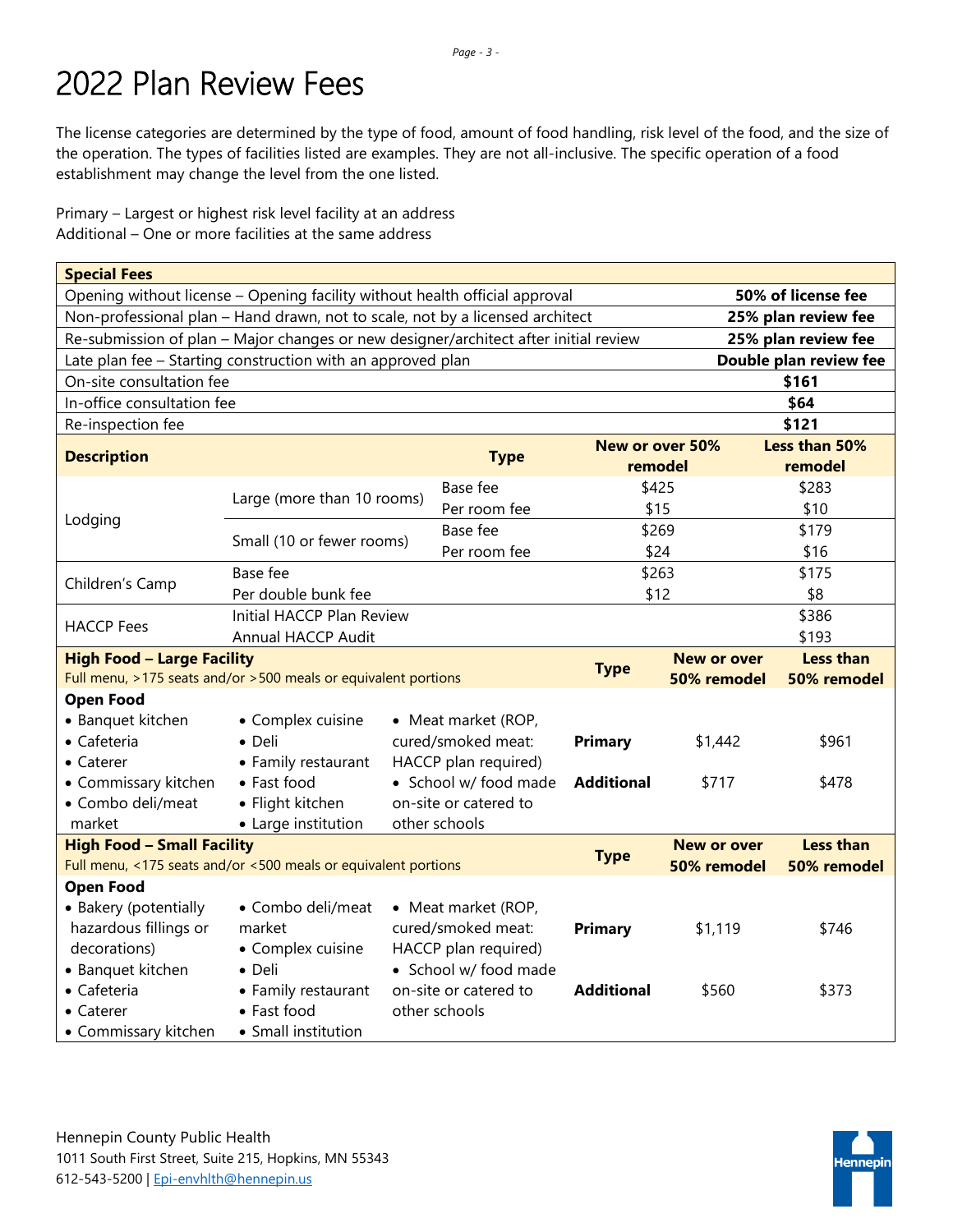# 2022 Plan Review Fees

The license categories are determined by the type of food, amount of food handling, risk level of the food, and the size of the operation. The types of facilities listed are examples. They are not all-inclusive. The specific operation of a food establishment may change the level from the one listed.

Primary – Largest or highest risk level facility at an address
Additional – One or more facilities at the same address

| **Special Fees** | |
|---|---|
| Opening without license – Opening facility without health official approval | **50% of license fee** |
| Non-professional plan – Hand drawn, not to scale, not by a licensed architect | **25% plan review fee** |
| Re-submission of plan – Major changes or new designer/architect after initial review | **25% plan review fee** |
| Late plan fee – Starting construction with an approved plan | **Double plan review fee** |
| On-site consultation fee | **$161** |
| In-office consultation fee | **$64** |
| Re-inspection fee | **$121** |

| **Description** | | **Type** | **New or over 50% remodel** | **Less than 50% remodel** |
|---|---|---|---|---|
| Lodging | Large (more than 10 rooms) | Base fee | $425 | $283 |
| | | Per room fee | $15 | $10 |
| | Small (10 or fewer rooms) | Base fee | $269 | $179 |
| | | Per room fee | $24 | $16 |
| Children's Camp | Base fee | | $263 | $175 |
| | Per double bunk fee | | $12 | $8 |
| HACCP Fees | Initial HACCP Plan Review | | | $386 |
| | Annual HACCP Audit | | | $193 |

| **High Food – Large Facility**<br>Full menu, >175 seats and/or >500 meals or equivalent portions | **Type** | **New or over 50% remodel** | **Less than 50% remodel** |
|---|---|---|---|
| **Open Food**<br>• Banquet kitchen<br>• Cafeteria<br>• Caterer<br>• Commissary kitchen<br>• Combo deli/meat market<br>• Complex cuisine<br>• Deli<br>• Family restaurant<br>• Fast food<br>• Flight kitchen<br>• Large institution<br>• Meat market (ROP, cured/smoked meat: HACCP plan required)<br>• School w/ food made on-site or catered to other schools | **Primary** | $1,442 | $961 |
| | **Additional** | $717 | $478 |

| **High Food – Small Facility**<br>Full menu, <175 seats and/or <500 meals or equivalent portions | **Type** | **New or over 50% remodel** | **Less than 50% remodel** |
|---|---|---|---|
| **Open Food**<br>• Bakery (potentially hazardous fillings or decorations)<br>• Banquet kitchen<br>• Cafeteria<br>• Caterer<br>• Commissary kitchen<br>• Combo deli/meat market<br>• Complex cuisine<br>• Deli<br>• Family restaurant<br>• Fast food<br>• Small institution<br>• Meat market (ROP, cured/smoked meat: HACCP plan required)<br>• School w/ food made on-site or catered to other schools | **Primary** | $1,119 | $746 |
| | **Additional** | $560 | $373 |

Hennepin County Public Health
1011 South First Street, Suite 215, Hopkins, MN 55343
612-543-5200 | Epi-envhlth@hennepin.us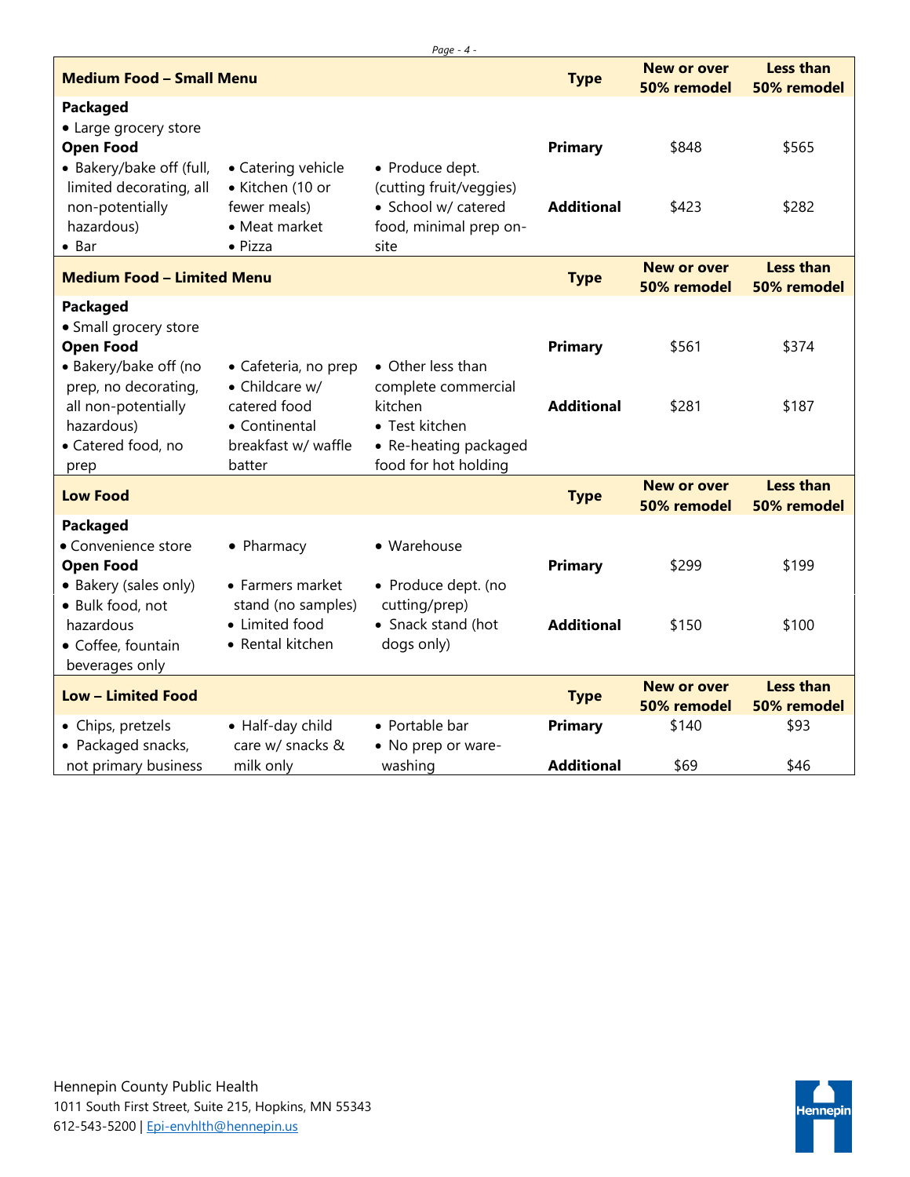| Medium Food – Small Menu | | | Type | New or over 50% remodel | Less than 50% remodel |
|---|---|---|---|---|---|
| **Packaged**<br>• Large grocery store<br>**Open Food**<br>• Bakery/bake off (full, limited decorating, all non-potentially hazardous)<br>• Bar | • Catering vehicle<br>• Kitchen (10 or fewer meals)<br>• Meat market<br>• Pizza | • Produce dept. (cutting fruit/veggies)<br>• School w/ catered food, minimal prep on-site | **Primary** | $848 | $565 |
| | | | **Additional** | $423 | $282 |

| Medium Food – Limited Menu | | | Type | New or over 50% remodel | Less than 50% remodel |
|---|---|---|---|---|---|
| **Packaged**<br>• Small grocery store<br>**Open Food**<br>• Bakery/bake off (no prep, no decorating, all non-potentially hazardous)<br>• Catered food, no prep | • Cafeteria, no prep<br>• Childcare w/ catered food<br>• Continental breakfast w/ waffle batter | • Other less than complete commercial kitchen<br>• Test kitchen<br>• Re-heating packaged food for hot holding | **Primary** | $561 | $374 |
| | | | **Additional** | $281 | $187 |

| Low Food | | | Type | New or over 50% remodel | Less than 50% remodel |
|---|---|---|---|---|---|
| **Packaged**<br>• Convenience store<br>**Open Food**<br>• Bakery (sales only)<br>• Bulk food, not hazardous<br>• Coffee, fountain beverages only | • Pharmacy<br>• Farmers market stand (no samples)<br>• Limited food<br>• Rental kitchen | • Warehouse<br>• Produce dept. (no cutting/prep)<br>• Snack stand (hot dogs only) | **Primary** | $299 | $199 |
| | | | **Additional** | $150 | $100 |

| Low – Limited Food | | | Type | New or over 50% remodel | Less than 50% remodel |
|---|---|---|---|---|---|
| • Chips, pretzels<br>• Packaged snacks, not primary business | • Half-day child care w/ snacks & milk only | • Portable bar<br>• No prep or ware-washing | **Primary** | $140 | $93 |
| | | | **Additional** | $69 | $46 |

Hennepin County Public Health
1011 South First Street, Suite 215, Hopkins, MN 55343
612-543-5200 | Epi-envhlth@hennepin.us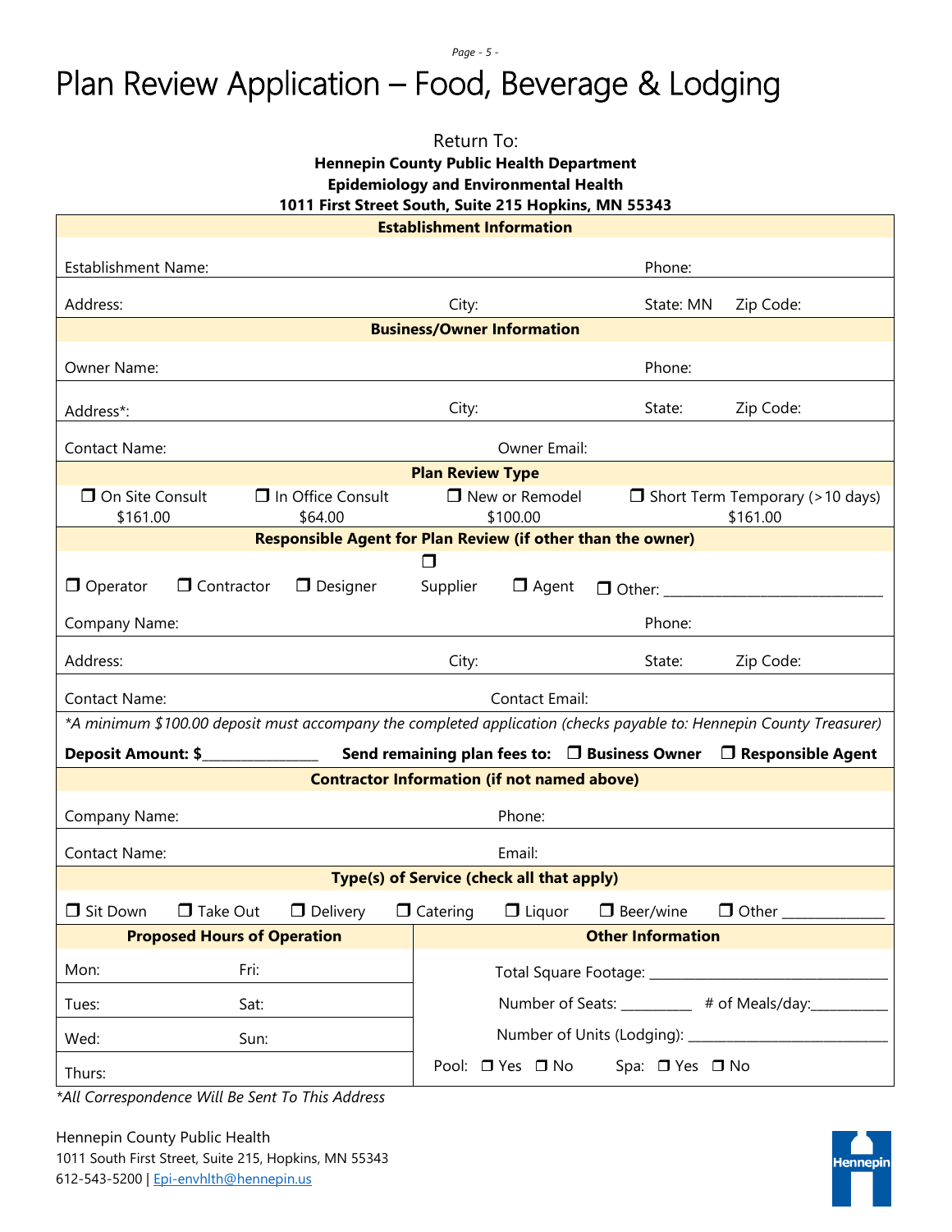# Plan Review Application – Food, Beverage & Lodging

Return To:
**Hennepin County Public Health Department**
**Epidemiology and Environmental Health**
**1011 First Street South, Suite 215 Hopkins, MN 55343**

| **Establishment Information** | | | |
|---|---|---|---|
| Establishment Name: | | Phone: | |
| Address: | City: | State: MN | Zip Code: |

| **Business/Owner Information** | | | |
|---|---|---|---|
| Owner Name: | | Phone: | |
| Address*: | City: | State: | Zip Code: |
| Contact Name: | Owner Email: | | |

| **Plan Review Type** | | | |
|---|---|---|---|
| ❒ On Site Consult $161.00 | ❒ In Office Consult $64.00 | ❒ New or Remodel $100.00 | ❒ Short Term Temporary (>10 days) $161.00 |

**Responsible Agent for Plan Review (if other than the owner)**

❒ Operator ❒ Contractor ❒ Designer ❒ Supplier ❒ Agent ❒ Other: ______________________________

| | | | |
|---|---|---|---|
| Company Name: | | Phone: | |
| Address: | City: | State: | Zip Code: |
| Contact Name: | Contact Email: | | |

*\*A minimum $100.00 deposit must accompany the completed application (checks payable to: Hennepin County Treasurer)*

**Deposit Amount: $______________** **Send remaining plan fees to: ❒ Business Owner ❒ Responsible Agent**

| **Contractor Information (if not named above)** | |
|---|---|
| Company Name: | Phone: |
| Contact Name: | Email: |

**Type(s) of Service (check all that apply)**

❒ Sit Down ❒ Take Out ❒ Delivery ❒ Catering ❒ Liquor ❒ Beer/wine ❒ Other ______________

| **Proposed Hours of Operation** | | **Other Information** |
|---|---|---|
| Mon: | Fri: | Total Square Footage: ______________________________ |
| Tues: | Sat: | Number of Seats: _________ # of Meals/day:__________ |
| Wed: | Sun: | Number of Units (Lodging): __________________________ |
| Thurs: | | Pool: ❒ Yes ❒ No Spa: ❒ Yes ❒ No |

*\*All Correspondence Will Be Sent To This Address*

Hennepin County Public Health
1011 South First Street, Suite 215, Hopkins, MN 55343
612-543-5200 | Epi-envhlth@hennepin.us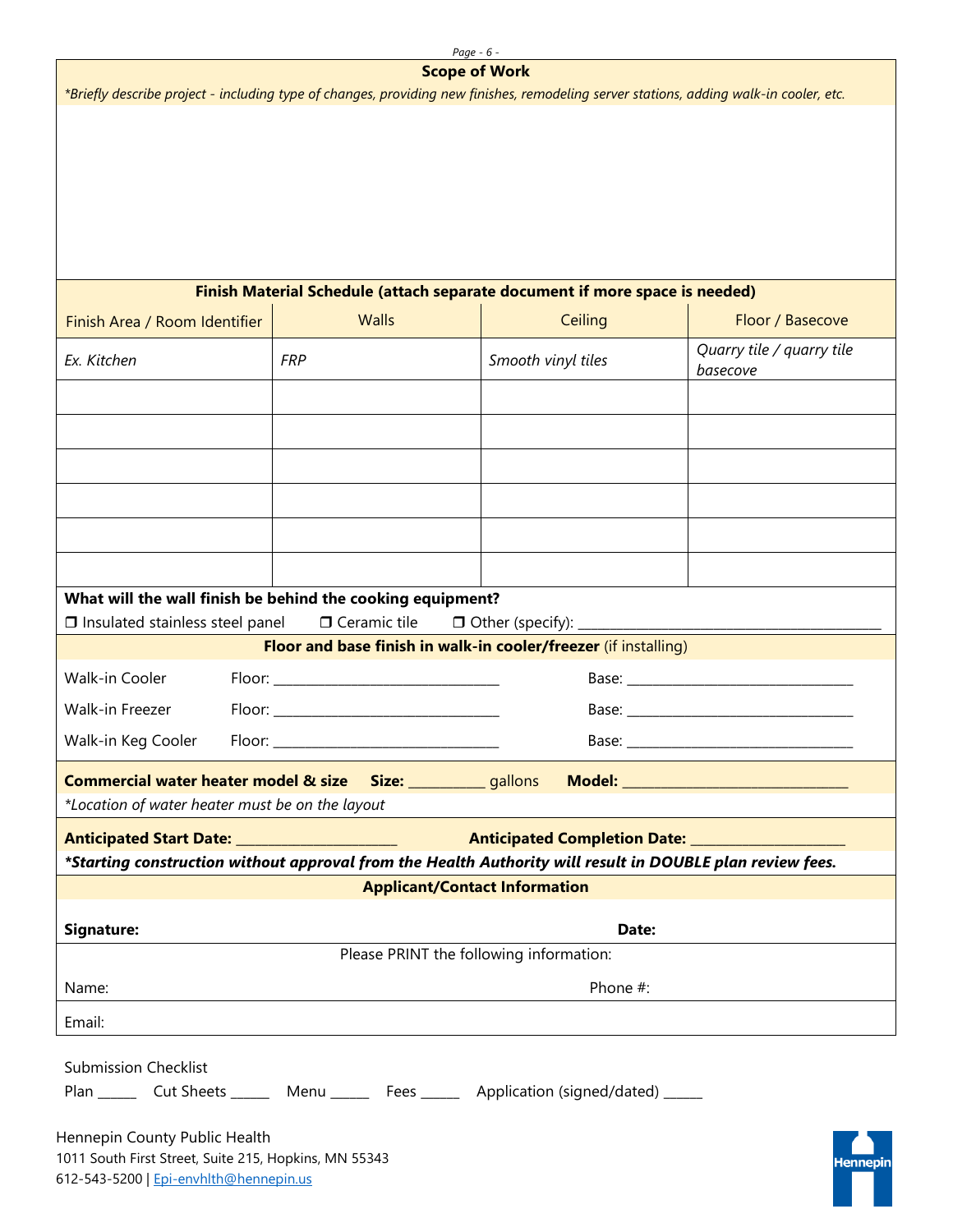## Scope of Work

*\*Briefly describe project - including type of changes, providing new finishes, remodeling server stations, adding walk-in cooler, etc.*

## Finish Material Schedule (attach separate document if more space is needed)

| Finish Area / Room Identifier | Walls | Ceiling | Floor / Basecove |
|---|---|---|---|
| *Ex. Kitchen* | *FRP* | *Smooth vinyl tiles* | *Quarry tile / quarry tile basecove* |
| | | | |
| | | | |
| | | | |
| | | | |
| | | | |
| | | | |

**What will the wall finish be behind the cooking equipment?**

❒ Insulated stainless steel panel ❒ Ceramic tile ❒ Other (specify): ___________________________________________

**Floor and base finish in walk-in cooler/freezer** (if installing)

Walk-in Cooler Floor: ________________________________ Base: ________________________________

Walk-in Freezer Floor: ________________________________ Base: ________________________________

Walk-in Keg Cooler Floor: ________________________________ Base: ________________________________

**Commercial water heater model & size** **Size:** __________ gallons **Model:** ______________________________

*\*Location of water heater must be on the layout*

**Anticipated Start Date:** _____________________ **Anticipated Completion Date:** ____________________

***\*Starting construction without approval from the Health Authority will result in DOUBLE plan review fees.***

## Applicant/Contact Information

**Signature:** **Date:**

Please PRINT the following information:

Name: Phone #:

Email:

Submission Checklist

Plan _____ Cut Sheets _____ Menu _____ Fees _____ Application (signed/dated) _____

Hennepin County Public Health
1011 South First Street, Suite 215, Hopkins, MN 55343
612-543-5200 | Epi-envhlth@hennepin.us